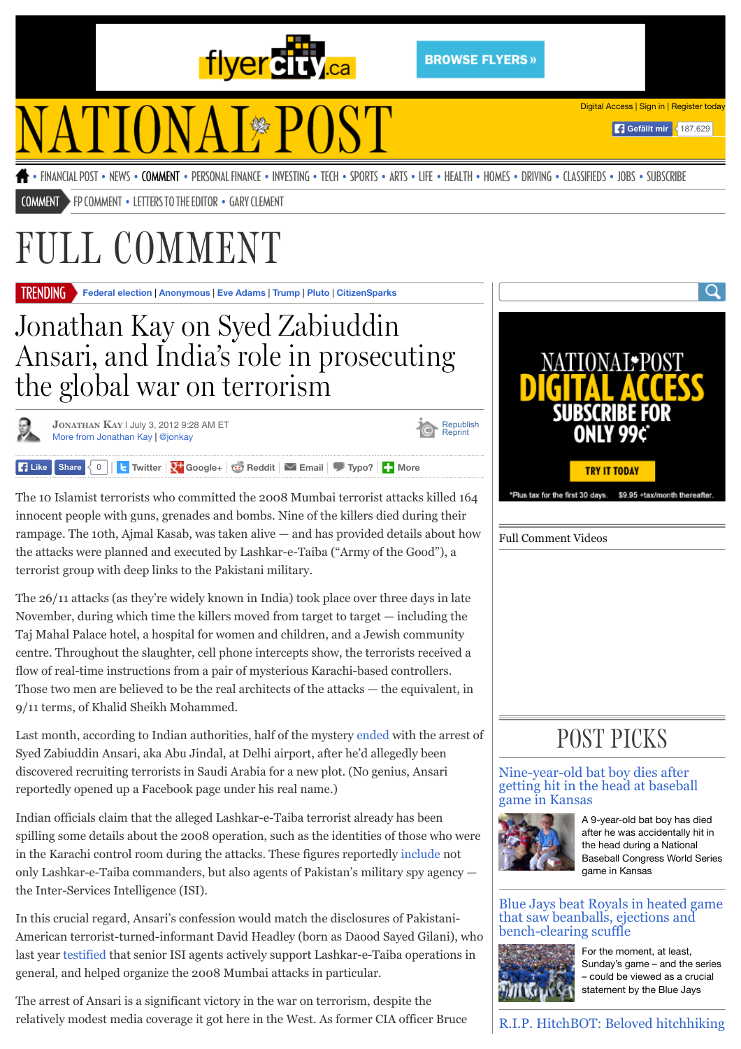# Jonathan Kay on Syed Zabiuddin Ansari, and India's role in prosecuting the global war on terrorism

Jonathan Kay | July 3, 2012 9:28 AM ET
More from Jonathan Kay | @jonkay

The 10 Islamist terrorists who committed the 2008 Mumbai terrorist attacks killed 164 innocent people with guns, grenades and bombs. Nine of the killers died during their rampage. The 10th, Ajmal Kasab, was taken alive — and has provided details about how the attacks were planned and executed by Lashkar-e-Taiba ("Army of the Good"), a terrorist group with deep links to the Pakistani military.

The 26/11 attacks (as they're widely known in India) took place over three days in late November, during which time the killers moved from target to target — including the Taj Mahal Palace hotel, a hospital for women and children, and a Jewish community centre. Throughout the slaughter, cell phone intercepts show, the terrorists received a flow of real-time instructions from a pair of mysterious Karachi-based controllers. Those two men are believed to be the real architects of the attacks — the equivalent, in 9/11 terms, of Khalid Sheikh Mohammed.

Last month, according to Indian authorities, half of the mystery ended with the arrest of Syed Zabiuddin Ansari, aka Abu Jindal, at Delhi airport, after he'd allegedly been discovered recruiting terrorists in Saudi Arabia for a new plot. (No genius, Ansari reportedly opened up a Facebook page under his real name.)

Indian officials claim that the alleged Lashkar-e-Taiba terrorist already has been spilling some details about the 2008 operation, such as the identities of those who were in the Karachi control room during the attacks. These figures reportedly include not only Lashkar-e-Taiba commanders, but also agents of Pakistan's military spy agency — the Inter-Services Intelligence (ISI).

In this crucial regard, Ansari's confession would match the disclosures of Pakistani-American terrorist-turned-informant David Headley (born as Daood Sayed Gilani), who last year testified that senior ISI agents actively support Lashkar-e-Taiba operations in general, and helped organize the 2008 Mumbai attacks in particular.

The arrest of Ansari is a significant victory in the war on terrorism, despite the relatively modest media coverage it got here in the West. As former CIA officer Bruce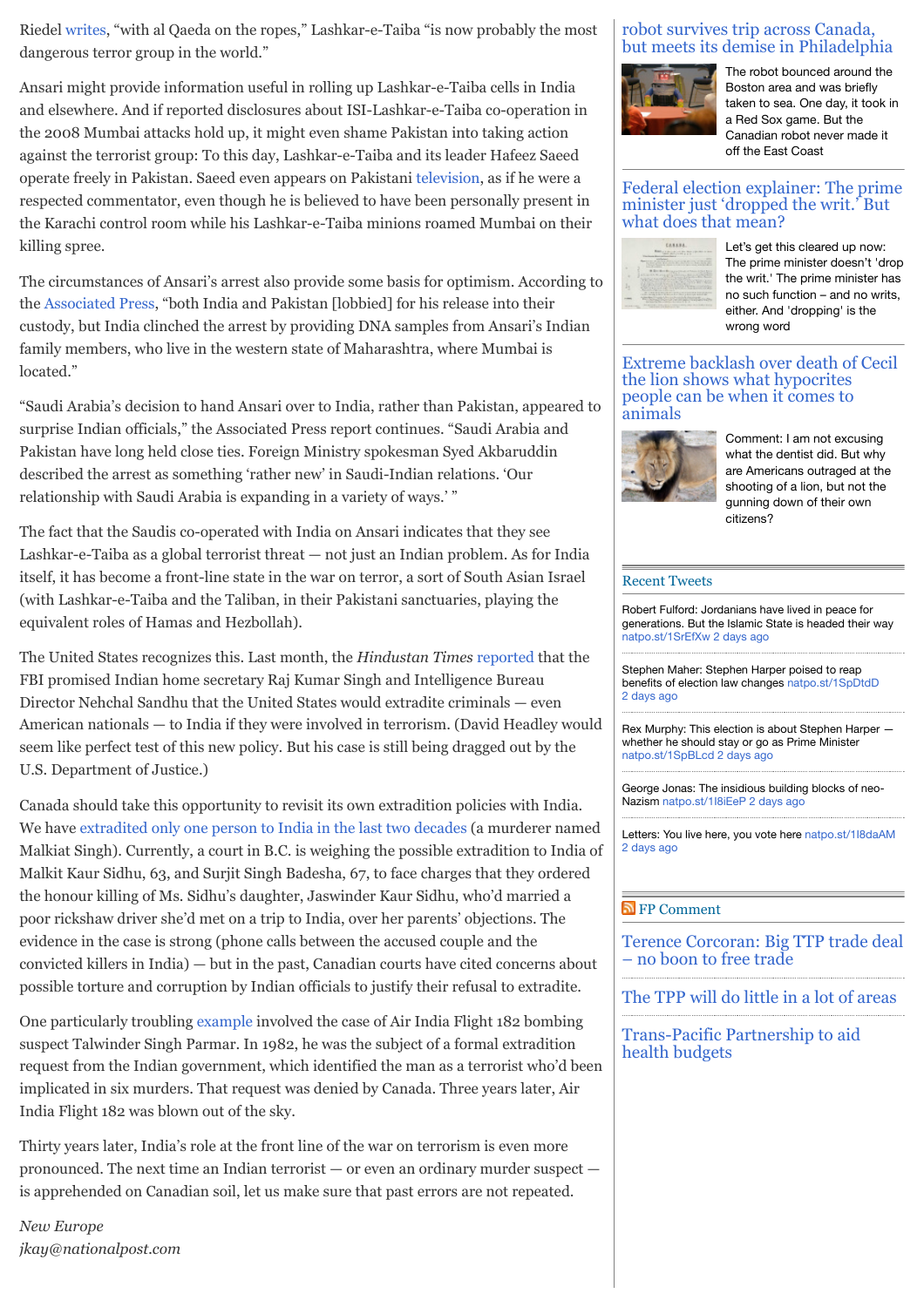Riedel writes, “with al Qaeda on the ropes,” Lashkar-e-Taiba “is now probably the most dangerous terror group in the world.”

Ansari might provide information useful in rolling up Lashkar-e-Taiba cells in India and elsewhere. And if reported disclosures about ISI-Lashkar-e-Taiba co-operation in the 2008 Mumbai attacks hold up, it might even shame Pakistan into taking action against the terrorist group: To this day, Lashkar-e-Taiba and its leader Hafeez Saeed operate freely in Pakistan. Saeed even appears on Pakistani television, as if he were a respected commentator, even though he is believed to have been personally present in the Karachi control room while his Lashkar-e-Taiba minions roamed Mumbai on their killing spree.

The circumstances of Ansari’s arrest also provide some basis for optimism. According to the Associated Press, “both India and Pakistan [lobbied] for his release into their custody, but India clinched the arrest by providing DNA samples from Ansari’s Indian family members, who live in the western state of Maharashtra, where Mumbai is located.”

“Saudi Arabia’s decision to hand Ansari over to India, rather than Pakistan, appeared to surprise Indian officials,” the Associated Press report continues. “Saudi Arabia and Pakistan have long held close ties. Foreign Ministry spokesman Syed Akbaruddin described the arrest as something ‘rather new’ in Saudi-Indian relations. ‘Our relationship with Saudi Arabia is expanding in a variety of ways.’ ”

The fact that the Saudis co-operated with India on Ansari indicates that they see Lashkar-e-Taiba as a global terrorist threat — not just an Indian problem. As for India itself, it has become a front-line state in the war on terror, a sort of South Asian Israel (with Lashkar-e-Taiba and the Taliban, in their Pakistani sanctuaries, playing the equivalent roles of Hamas and Hezbollah).

The United States recognizes this. Last month, the *Hindustan Times* reported that the FBI promised Indian home secretary Raj Kumar Singh and Intelligence Bureau Director Nehchal Sandhu that the United States would extradite criminals — even American nationals — to India if they were involved in terrorism. (David Headley would seem like perfect test of this new policy. But his case is still being dragged out by the U.S. Department of Justice.)

Canada should take this opportunity to revisit its own extradition policies with India. We have extradited only one person to India in the last two decades (a murderer named Malkiat Singh). Currently, a court in B.C. is weighing the possible extradition to India of Malkit Kaur Sidhu, 63, and Surjit Singh Badesha, 67, to face charges that they ordered the honour killing of Ms. Sidhu’s daughter, Jaswinder Kaur Sidhu, who’d married a poor rickshaw driver she’d met on a trip to India, over her parents’ objections. The evidence in the case is strong (phone calls between the accused couple and the convicted killers in India) — but in the past, Canadian courts have cited concerns about possible torture and corruption by Indian officials to justify their refusal to extradite.

One particularly troubling example involved the case of Air India Flight 182 bombing suspect Talwinder Singh Parmar. In 1982, he was the subject of a formal extradition request from the Indian government, which identified the man as a terrorist who’d been implicated in six murders. That request was denied by Canada. Three years later, Air India Flight 182 was blown out of the sky.

Thirty years later, India’s role at the front line of the war on terrorism is even more pronounced. The next time an Indian terrorist — or even an ordinary murder suspect — is apprehended on Canadian soil, let us make sure that past errors are not repeated.

*New Europe*
*jkay@nationalpost.com*

### robot survives trip across Canada, but meets its demise in Philadelphia

The robot bounced around the Boston area and was briefly taken to sea. One day, it took in a Red Sox game. But the Canadian robot never made it off the East Coast

### Federal election explainer: The prime minister just ‘dropped the writ.’ But what does that mean?

Let’s get this cleared up now: The prime minister doesn’t ‘drop the writ.’ The prime minister has no such function – and no writs, either. And ‘dropping’ is the wrong word

### Extreme backlash over death of Cecil the lion shows what hypocrites people can be when it comes to animals

Comment: I am not excusing what the dentist did. But why are Americans outraged at the shooting of a lion, but not the gunning down of their own citizens?

### Recent Tweets

Robert Fulford: Jordanians have lived in peace for generations. But the Islamic State is headed their way natpo.st/1SrEfXw 2 days ago

Stephen Maher: Stephen Harper poised to reap benefits of election law changes natpo.st/1SpDtdD 2 days ago

Rex Murphy: This election is about Stephen Harper — whether he should stay or go as Prime Minister natpo.st/1SpBLcd 2 days ago

George Jonas: The insidious building blocks of neo-Nazism natpo.st/1I8iEeP 2 days ago

Letters: You live here, you vote here natpo.st/1I8daAM 2 days ago

### FP Comment

Terence Corcoran: Big TTP trade deal – no boon to free trade

The TPP will do little in a lot of areas

Trans-Pacific Partnership to aid health budgets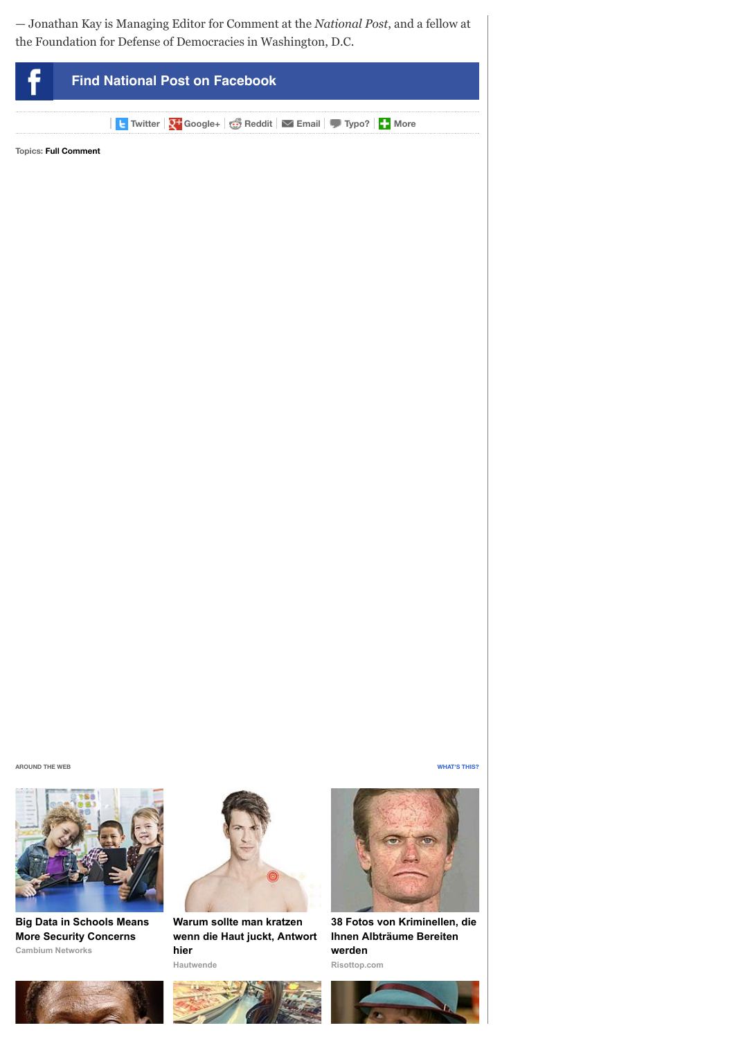— Jonathan Kay is Managing Editor for Comment at the *National Post*, and a fellow at the Foundation for Defense of Democracies in Washington, D.C.

**Find National Post on Facebook**

Twitter | Google+ | Reddit | Email | Typo? | More

Topics: **Full Comment**

AROUND THE WEB

WHAT'S THIS?

**Big Data in Schools Means More Security Concerns**
Cambium Networks

**Warum sollte man kratzen wenn die Haut juckt, Antwort hier**
Hautwende

**38 Fotos von Kriminellen, die Ihnen Albträume Bereiten werden**
Risottop.com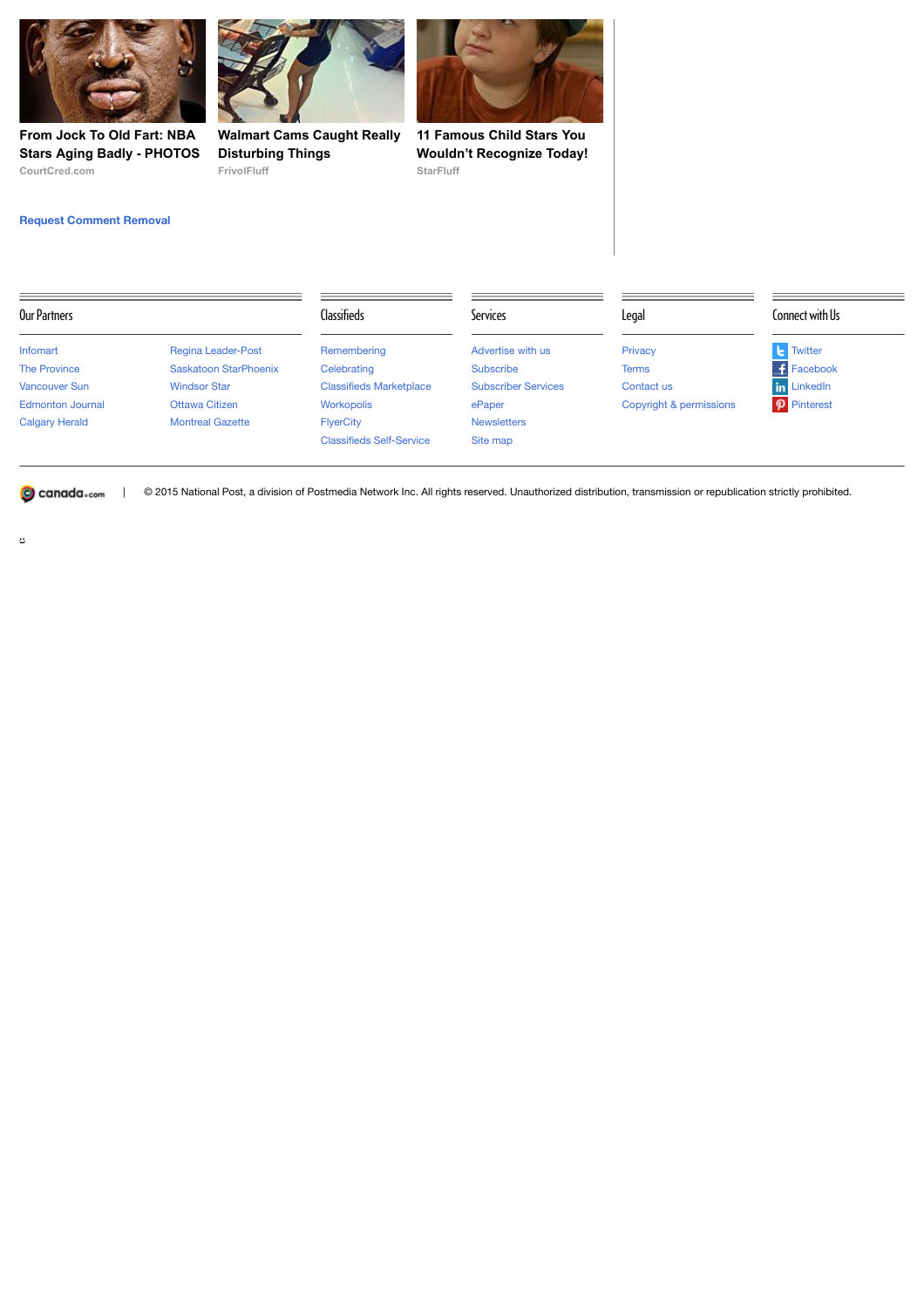**From Jock To Old Fart: NBA Stars Aging Badly - PHOTOS**
CourtCred.com

**Walmart Cams Caught Really Disturbing Things**
FrivolFluff

**11 Famous Child Stars You Wouldn't Recognize Today!**
StarFluff

**Request Comment Removal**

## Our Partners

- Infomart
- The Province
- Vancouver Sun
- Edmonton Journal
- Calgary Herald
- Regina Leader-Post
- Saskatoon StarPhoenix
- Windsor Star
- Ottawa Citizen
- Montreal Gazette

## Classifieds

- Remembering
- Celebrating
- Classifieds Marketplace
- Workopolis
- FlyerCity
- Classifieds Self-Service

## Services

- Advertise with us
- Subscribe
- Subscriber Services
- ePaper
- Newsletters
- Site map

## Legal

- Privacy
- Terms
- Contact us
- Copyright & permissions

## Connect with Us

- Twitter
- Facebook
- LinkedIn
- Pinterest

canada.com | © 2015 National Post, a division of Postmedia Network Inc. All rights reserved. Unauthorized distribution, transmission or republication strictly prohibited.